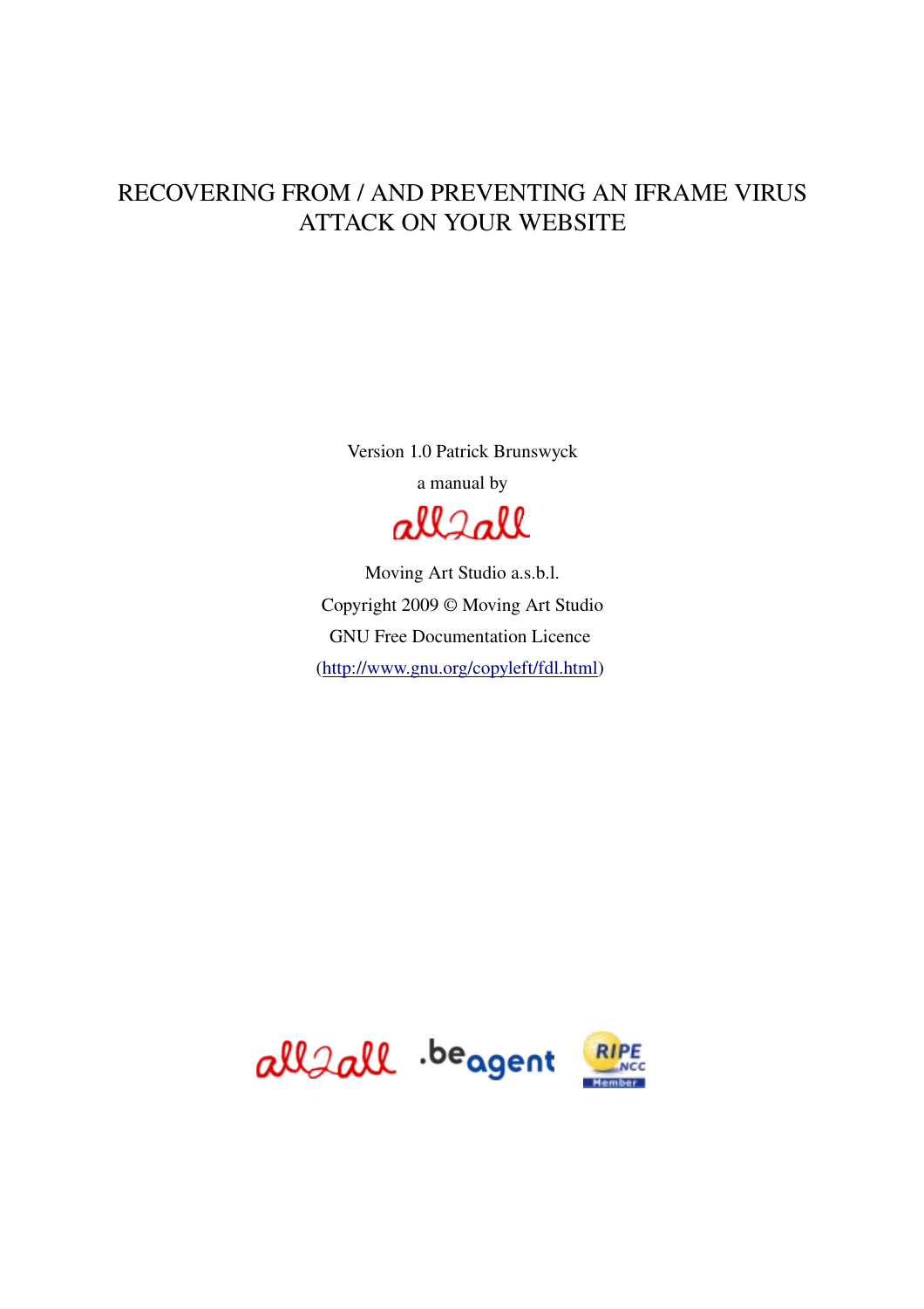# RECOVERING FROM / AND PREVENTING AN IFRAME VIRUS ATTACK ON YOUR WEBSITE

Version 1.0 Patrick Brunswyck

a manual by

all2all

Moving Art Studio a.s.b.l.

Copyright 2009 © Moving Art Studio

GNU Free Documentation Licence

(http://www.gnu.org/copyleft/fdl.html)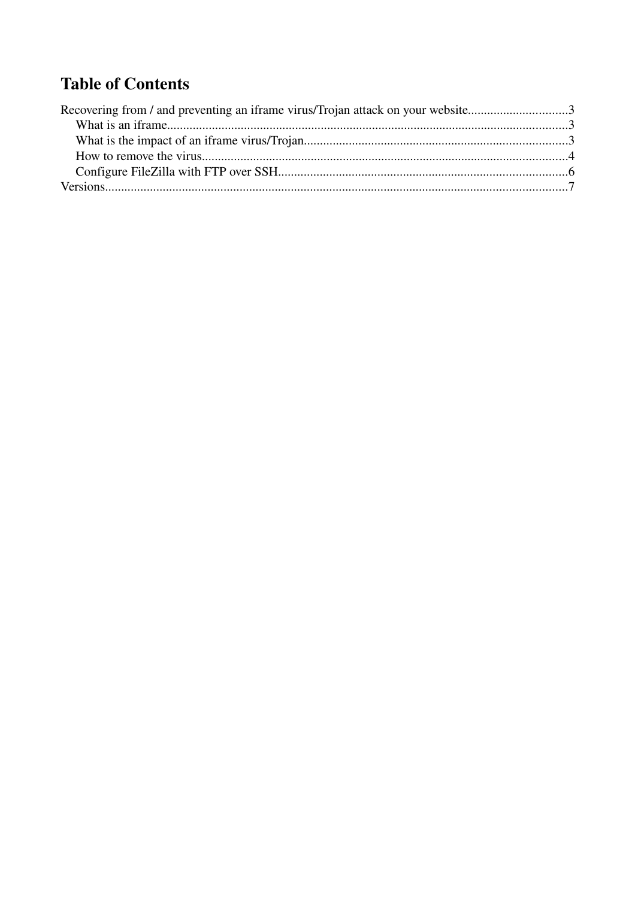# Table of Contents

Recovering from / and preventing an iframe virus/Trojan attack on your website...............................3

- What is an iframe.............................................................................................................3
- What is the impact of an iframe virus/Trojan..................................................................3
- How to remove the virus...................................................................................................4
- Configure FileZilla with FTP over SSH...........................................................................6

Versions..................................................................................................................................7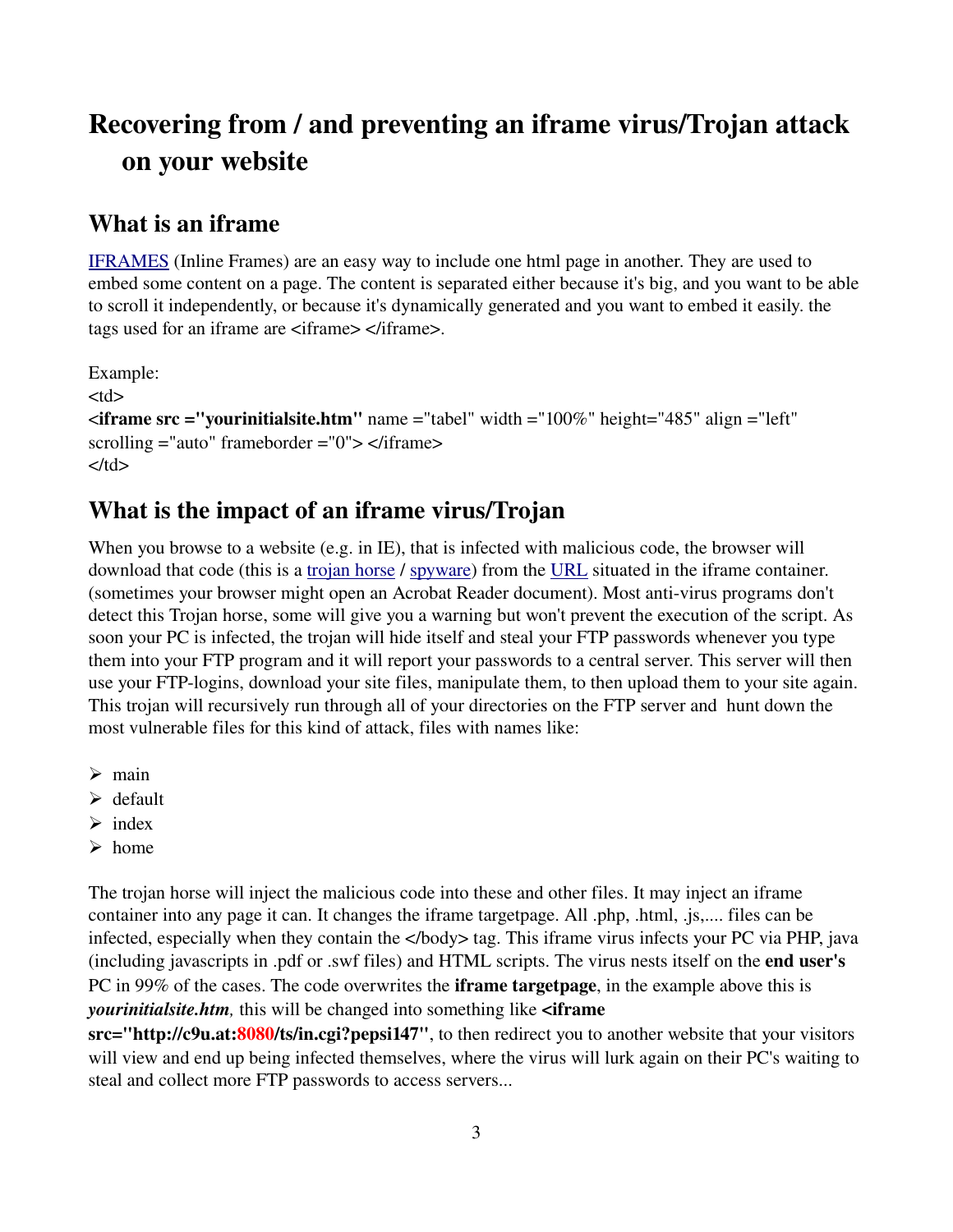# Recovering from / and preventing an iframe virus/Trojan attack on your website

## What is an iframe

IFRAMES (Inline Frames) are an easy way to include one html page in another. They are used to embed some content on a page. The content is separated either because it's big, and you want to be able to scroll it independently, or because it's dynamically generated and you want to embed it easily. the tags used for an iframe are <iframe> </iframe>.

Example:
<td>
**<iframe src ="yourinitialsite.htm"** name ="tabel" width ="100%" height="485" align ="left" scrolling ="auto" frameborder ="0"> </iframe>
</td>

## What is the impact of an iframe virus/Trojan

When you browse to a website (e.g. in IE), that is infected with malicious code, the browser will download that code (this is a trojan horse / spyware) from the URL situated in the iframe container. (sometimes your browser might open an Acrobat Reader document). Most anti-virus programs don't detect this Trojan horse, some will give you a warning but won't prevent the execution of the script. As soon your PC is infected, the trojan will hide itself and steal your FTP passwords whenever you type them into your FTP program and it will report your passwords to a central server. This server will then use your FTP-logins, download your site files, manipulate them, to then upload them to your site again. This trojan will recursively run through all of your directories on the FTP server and hunt down the most vulnerable files for this kind of attack, files with names like:

- main
- default
- index
- home

The trojan horse will inject the malicious code into these and other files. It may inject an iframe container into any page it can. It changes the iframe targetpage. All .php, .html, .js,.... files can be infected, especially when they contain the </body> tag. This iframe virus infects your PC via PHP, java (including javascripts in .pdf or .swf files) and HTML scripts. The virus nests itself on the **end user's** PC in 99% of the cases. The code overwrites the **iframe targetpage**, in the example above this is ***yourinitialsite.htm**,* this will be changed into something like **<iframe src="http://c9u.at:8080/ts/in.cgi?pepsi147"**, to then redirect you to another website that your visitors will view and end up being infected themselves, where the virus will lurk again on their PC's waiting to steal and collect more FTP passwords to access servers...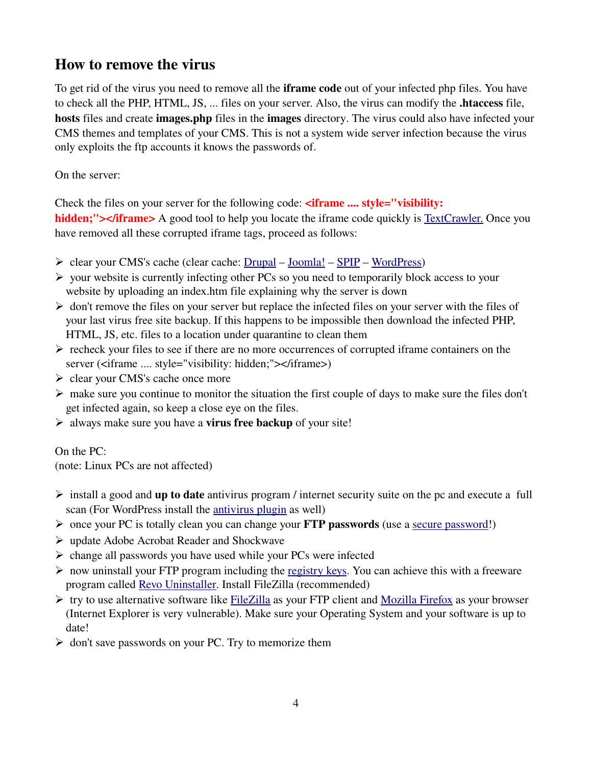## How to remove the virus

To get rid of the virus you need to remove all the **iframe code** out of your infected php files. You have to check all the PHP, HTML, JS, ... files on your server. Also, the virus can modify the **.htaccess** file, **hosts** files and create **images.php** files in the **images** directory. The virus could also have infected your CMS themes and templates of your CMS. This is not a system wide server infection because the virus only exploits the ftp accounts it knows the passwords of.

On the server:

Check the files on your server for the following code: **<iframe .... style="visibility: hidden;"></iframe>** A good tool to help you locate the iframe code quickly is TextCrawler. Once you have removed all these corrupted iframe tags, proceed as follows:

- clear your CMS's cache (clear cache: Drupal – Joomla! – SPIP – WordPress)
- your website is currently infecting other PCs so you need to temporarily block access to your website by uploading an index.htm file explaining why the server is down
- don't remove the files on your server but replace the infected files on your server with the files of your last virus free site backup. If this happens to be impossible then download the infected PHP, HTML, JS, etc. files to a location under quarantine to clean them
- recheck your files to see if there are no more occurrences of corrupted iframe containers on the server (<iframe .... style="visibility: hidden;"></iframe>)
- clear your CMS's cache once more
- make sure you continue to monitor the situation the first couple of days to make sure the files don't get infected again, so keep a close eye on the files.
- always make sure you have a **virus free backup** of your site!

On the PC:
(note: Linux PCs are not affected)

- install a good and **up to date** antivirus program / internet security suite on the pc and execute a full scan (For WordPress install the antivirus plugin as well)
- once your PC is totally clean you can change your **FTP passwords** (use a secure password!)
- update Adobe Acrobat Reader and Shockwave
- change all passwords you have used while your PCs were infected
- now uninstall your FTP program including the registry keys. You can achieve this with a freeware program called Revo Uninstaller. Install FileZilla (recommended)
- try to use alternative software like FileZilla as your FTP client and Mozilla Firefox as your browser (Internet Explorer is very vulnerable). Make sure your Operating System and your software is up to date!
- don't save passwords on your PC. Try to memorize them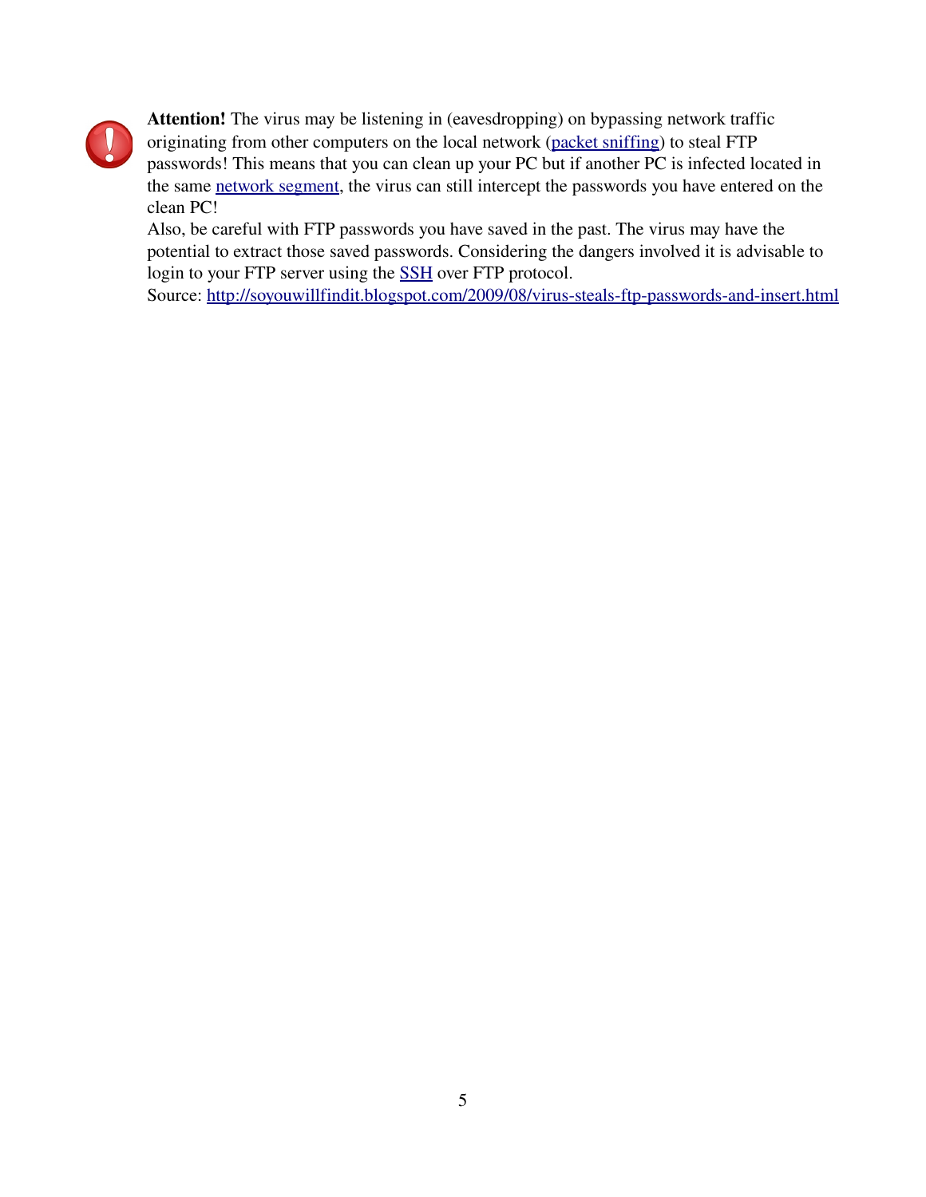**Attention!** The virus may be listening in (eavesdropping) on bypassing network traffic originating from other computers on the local network (packet sniffing) to steal FTP passwords! This means that you can clean up your PC but if another PC is infected located in the same network segment, the virus can still intercept the passwords you have entered on the clean PC!
Also, be careful with FTP passwords you have saved in the past. The virus may have the potential to extract those saved passwords. Considering the dangers involved it is advisable to login to your FTP server using the SSH over FTP protocol.
Source: http://soyouwillfindit.blogspot.com/2009/08/virus-steals-ftp-passwords-and-insert.html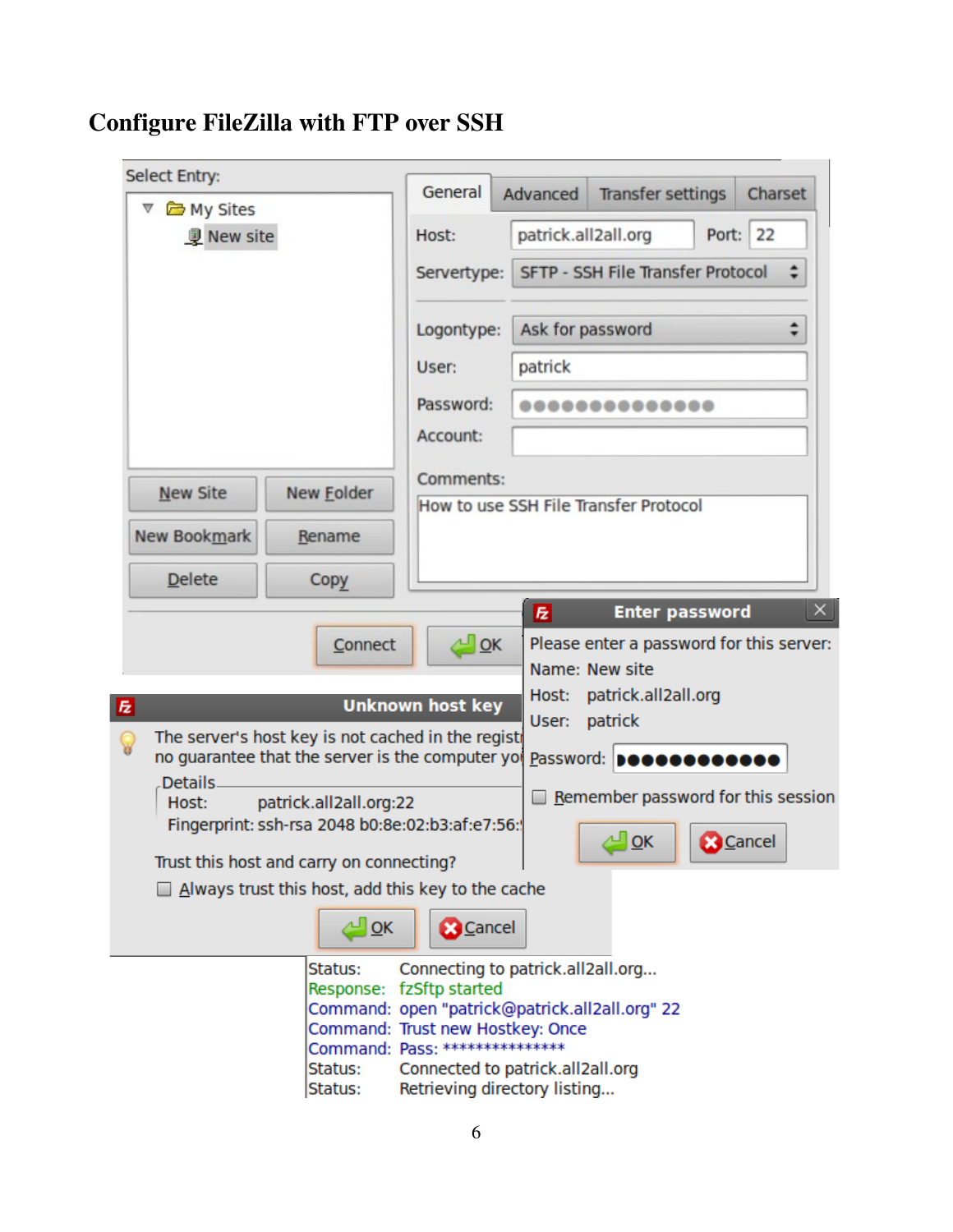# Configure FileZilla with FTP over SSH

Select Entry:

- My Sites
  - New site

New Site | New Folder | New Bookmark | Rename | Delete | Copy

General | Advanced | Transfer settings | Charset

Host: patrick.all2all.org Port: 22

Servertype: SFTP - SSH File Transfer Protocol

Logontype: Ask for password

User: patrick

Password: ●●●●●●●●●●●●●●

Account:

Comments:

How to use SSH File Transfer Protocol

Connect | OK

**Enter password**

Please enter a password for this server:

Name: New site

Host: patrick.all2all.org

User: patrick

Password: ●●●●●●●●●●●●

Remember password for this session

OK | Cancel

**Unknown host key**

The server's host key is not cached in the regist... no guarantee that the server is the computer yo...

Details

Host: patrick.all2all.org:22

Fingerprint: ssh-rsa 2048 b0:8e:02:b3:af:e7:56:...

Trust this host and carry on connecting?

Always trust this host, add this key to the cache

OK | Cancel

```
Status:    Connecting to patrick.all2all.org...
Response:  fzSftp started
Command:   open "patrick@patrick.all2all.org" 22
Command:   Trust new Hostkey: Once
Command:   Pass: ***************
Status:    Connected to patrick.all2all.org
Status:    Retrieving directory listing...
```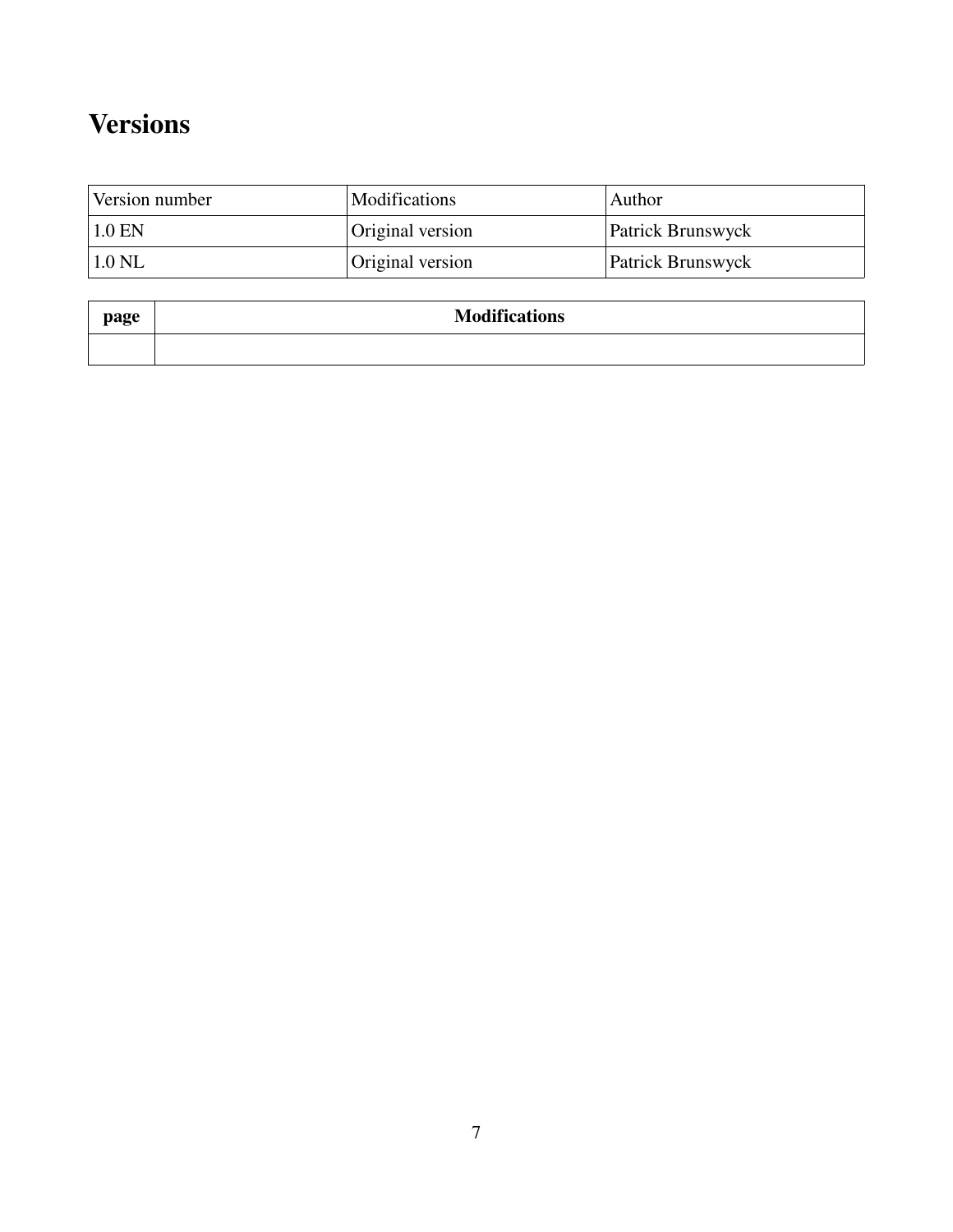# Versions

| Version number | Modifications | Author |
| --- | --- | --- |
| 1.0 EN | Original version | Patrick Brunswyck |
| 1.0 NL | Original version | Patrick Brunswyck |

| page | Modifications |
| --- | --- |
| | |